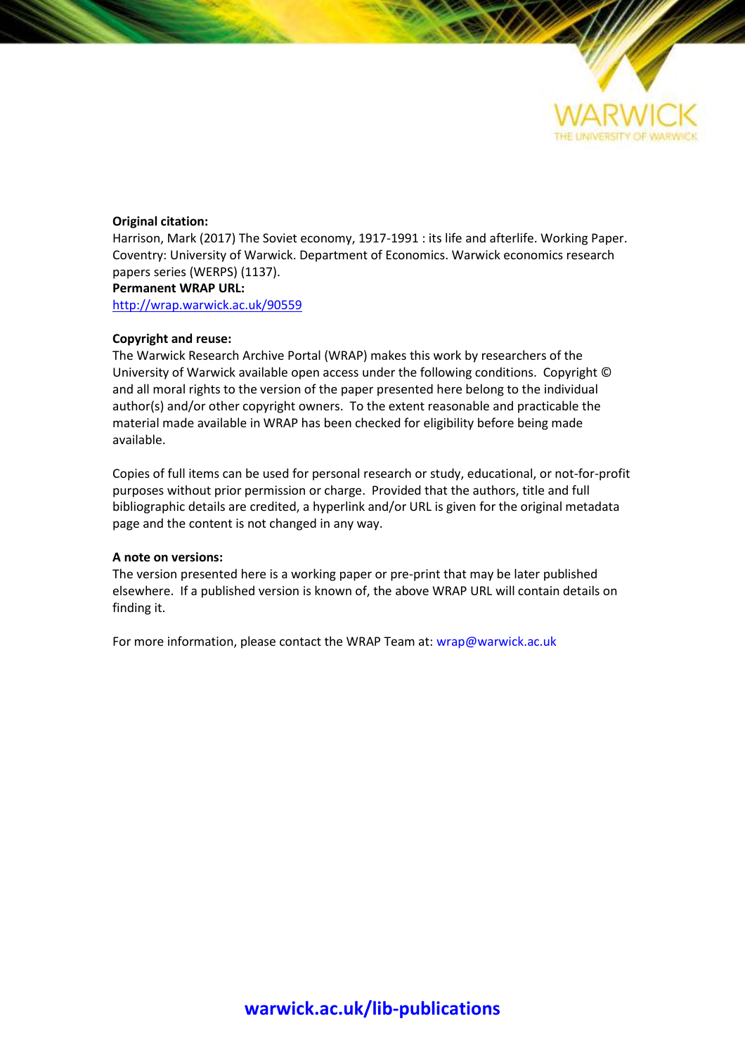**Original citation:**
Harrison, Mark (2017) The Soviet economy, 1917-1991 : its life and afterlife. Working Paper. Coventry: University of Warwick. Department of Economics. Warwick economics research papers series (WERPS) (1137).

**Permanent WRAP URL:**
http://wrap.warwick.ac.uk/90559

**Copyright and reuse:**
The Warwick Research Archive Portal (WRAP) makes this work by researchers of the University of Warwick available open access under the following conditions. Copyright © and all moral rights to the version of the paper presented here belong to the individual author(s) and/or other copyright owners. To the extent reasonable and practicable the material made available in WRAP has been checked for eligibility before being made available.

Copies of full items can be used for personal research or study, educational, or not-for-profit purposes without prior permission or charge. Provided that the authors, title and full bibliographic details are credited, a hyperlink and/or URL is given for the original metadata page and the content is not changed in any way.

**A note on versions:**
The version presented here is a working paper or pre-print that may be later published elsewhere. If a published version is known of, the above WRAP URL will contain details on finding it.

For more information, please contact the WRAP Team at: wrap@warwick.ac.uk

**warwick.ac.uk/lib-publications**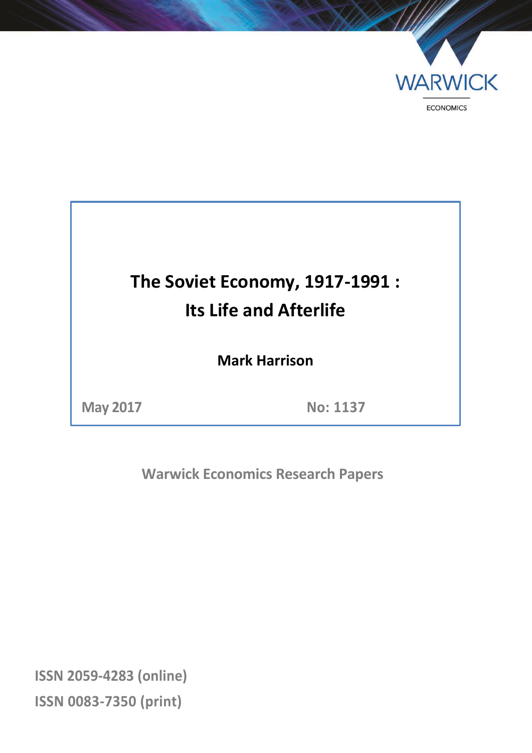# The Soviet Economy, 1917-1991 : Its Life and Afterlife

**Mark Harrison**

May 2017

No: 1137

Warwick Economics Research Papers

ISSN 2059-4283 (online)

ISSN 0083-7350 (print)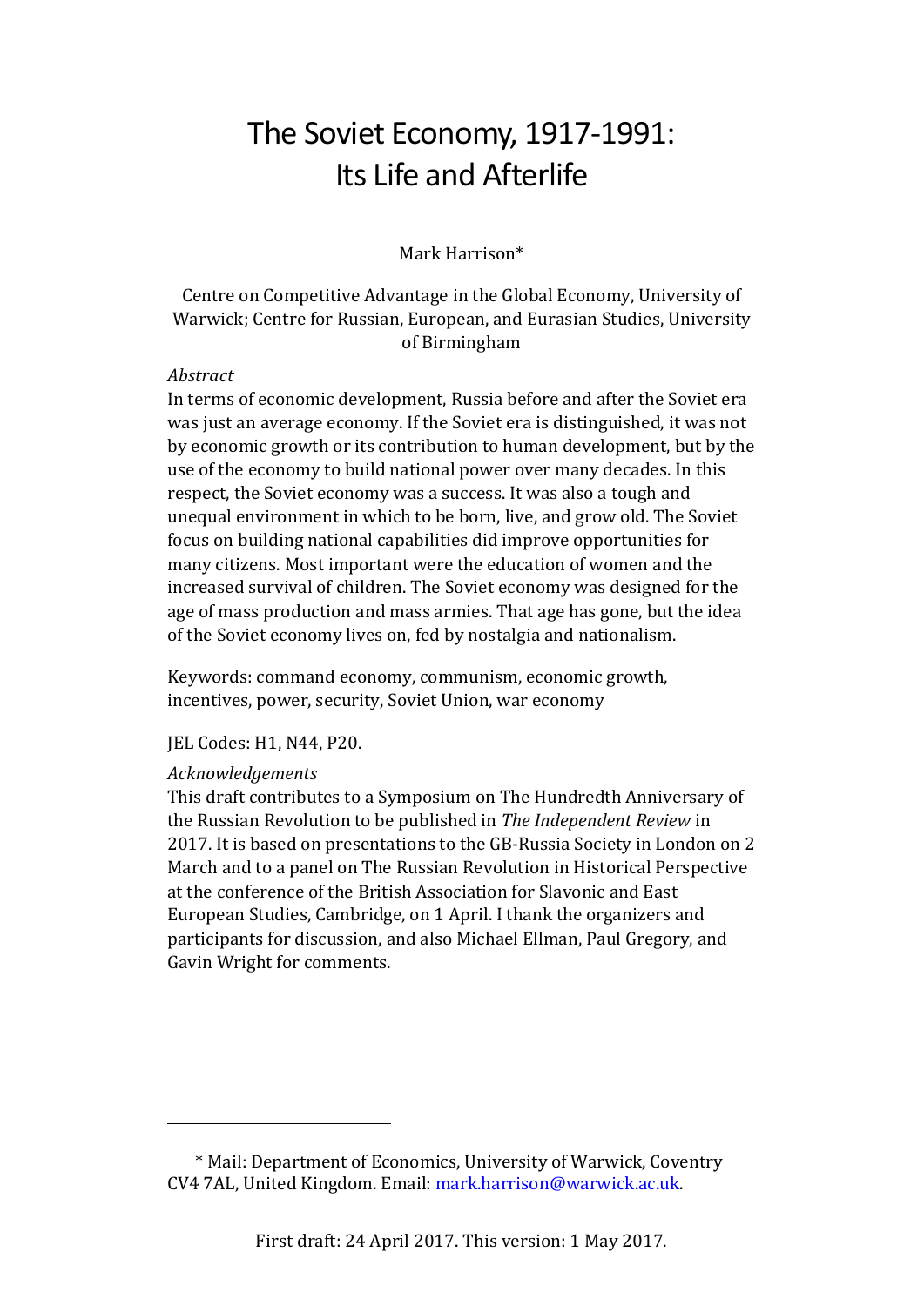# The Soviet Economy, 1917-1991: Its Life and Afterlife

Mark Harrison*

Centre on Competitive Advantage in the Global Economy, University of Warwick; Centre for Russian, European, and Eurasian Studies, University of Birmingham

*Abstract*

In terms of economic development, Russia before and after the Soviet era was just an average economy. If the Soviet era is distinguished, it was not by economic growth or its contribution to human development, but by the use of the economy to build national power over many decades. In this respect, the Soviet economy was a success. It was also a tough and unequal environment in which to be born, live, and grow old. The Soviet focus on building national capabilities did improve opportunities for many citizens. Most important were the education of women and the increased survival of children. The Soviet economy was designed for the age of mass production and mass armies. That age has gone, but the idea of the Soviet economy lives on, fed by nostalgia and nationalism.

Keywords: command economy, communism, economic growth, incentives, power, security, Soviet Union, war economy

JEL Codes: H1, N44, P20.

*Acknowledgements*

This draft contributes to a Symposium on The Hundredth Anniversary of the Russian Revolution to be published in *The Independent Review* in 2017. It is based on presentations to the GB-Russia Society in London on 2 March and to a panel on The Russian Revolution in Historical Perspective at the conference of the British Association for Slavonic and East European Studies, Cambridge, on 1 April. I thank the organizers and participants for discussion, and also Michael Ellman, Paul Gregory, and Gavin Wright for comments.

---

* Mail: Department of Economics, University of Warwick, Coventry CV4 7AL, United Kingdom. Email: mark.harrison@warwick.ac.uk.

First draft: 24 April 2017. This version: 1 May 2017.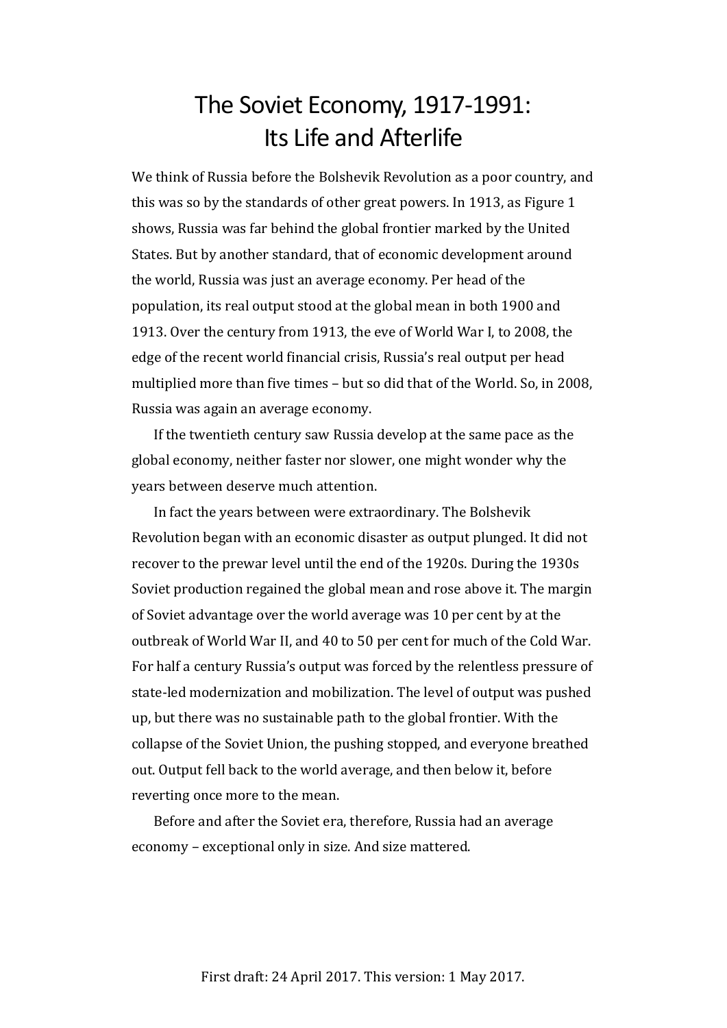# The Soviet Economy, 1917-1991: Its Life and Afterlife

We think of Russia before the Bolshevik Revolution as a poor country, and this was so by the standards of other great powers. In 1913, as Figure 1 shows, Russia was far behind the global frontier marked by the United States. But by another standard, that of economic development around the world, Russia was just an average economy. Per head of the population, its real output stood at the global mean in both 1900 and 1913. Over the century from 1913, the eve of World War I, to 2008, the edge of the recent world financial crisis, Russia's real output per head multiplied more than five times – but so did that of the World. So, in 2008, Russia was again an average economy.

If the twentieth century saw Russia develop at the same pace as the global economy, neither faster nor slower, one might wonder why the years between deserve much attention.

In fact the years between were extraordinary. The Bolshevik Revolution began with an economic disaster as output plunged. It did not recover to the prewar level until the end of the 1920s. During the 1930s Soviet production regained the global mean and rose above it. The margin of Soviet advantage over the world average was 10 per cent by at the outbreak of World War II, and 40 to 50 per cent for much of the Cold War. For half a century Russia's output was forced by the relentless pressure of state-led modernization and mobilization. The level of output was pushed up, but there was no sustainable path to the global frontier. With the collapse of the Soviet Union, the pushing stopped, and everyone breathed out. Output fell back to the world average, and then below it, before reverting once more to the mean.

Before and after the Soviet era, therefore, Russia had an average economy – exceptional only in size. And size mattered.

First draft: 24 April 2017. This version: 1 May 2017.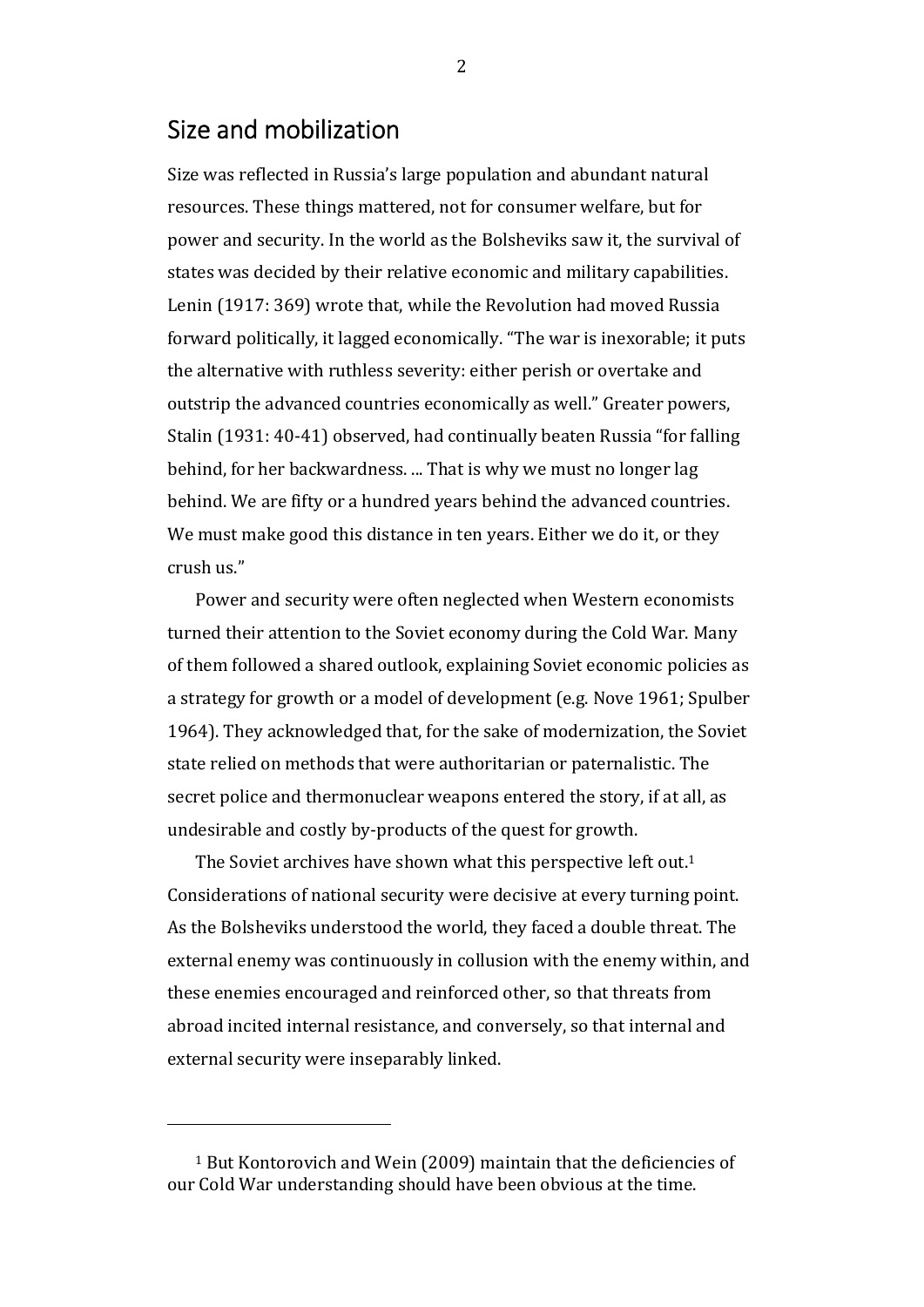## Size and mobilization

Size was reflected in Russia's large population and abundant natural resources. These things mattered, not for consumer welfare, but for power and security. In the world as the Bolsheviks saw it, the survival of states was decided by their relative economic and military capabilities. Lenin (1917: 369) wrote that, while the Revolution had moved Russia forward politically, it lagged economically. "The war is inexorable; it puts the alternative with ruthless severity: either perish or overtake and outstrip the advanced countries economically as well." Greater powers, Stalin (1931: 40-41) observed, had continually beaten Russia "for falling behind, for her backwardness. ... That is why we must no longer lag behind. We are fifty or a hundred years behind the advanced countries. We must make good this distance in ten years. Either we do it, or they crush us."

Power and security were often neglected when Western economists turned their attention to the Soviet economy during the Cold War. Many of them followed a shared outlook, explaining Soviet economic policies as a strategy for growth or a model of development (e.g. Nove 1961; Spulber 1964). They acknowledged that, for the sake of modernization, the Soviet state relied on methods that were authoritarian or paternalistic. The secret police and thermonuclear weapons entered the story, if at all, as undesirable and costly by-products of the quest for growth.

The Soviet archives have shown what this perspective left out.[1] Considerations of national security were decisive at every turning point. As the Bolsheviks understood the world, they faced a double threat. The external enemy was continuously in collusion with the enemy within, and these enemies encouraged and reinforced other, so that threats from abroad incited internal resistance, and conversely, so that internal and external security were inseparably linked.

---

[1] But Kontorovich and Wein (2009) maintain that the deficiencies of our Cold War understanding should have been obvious at the time.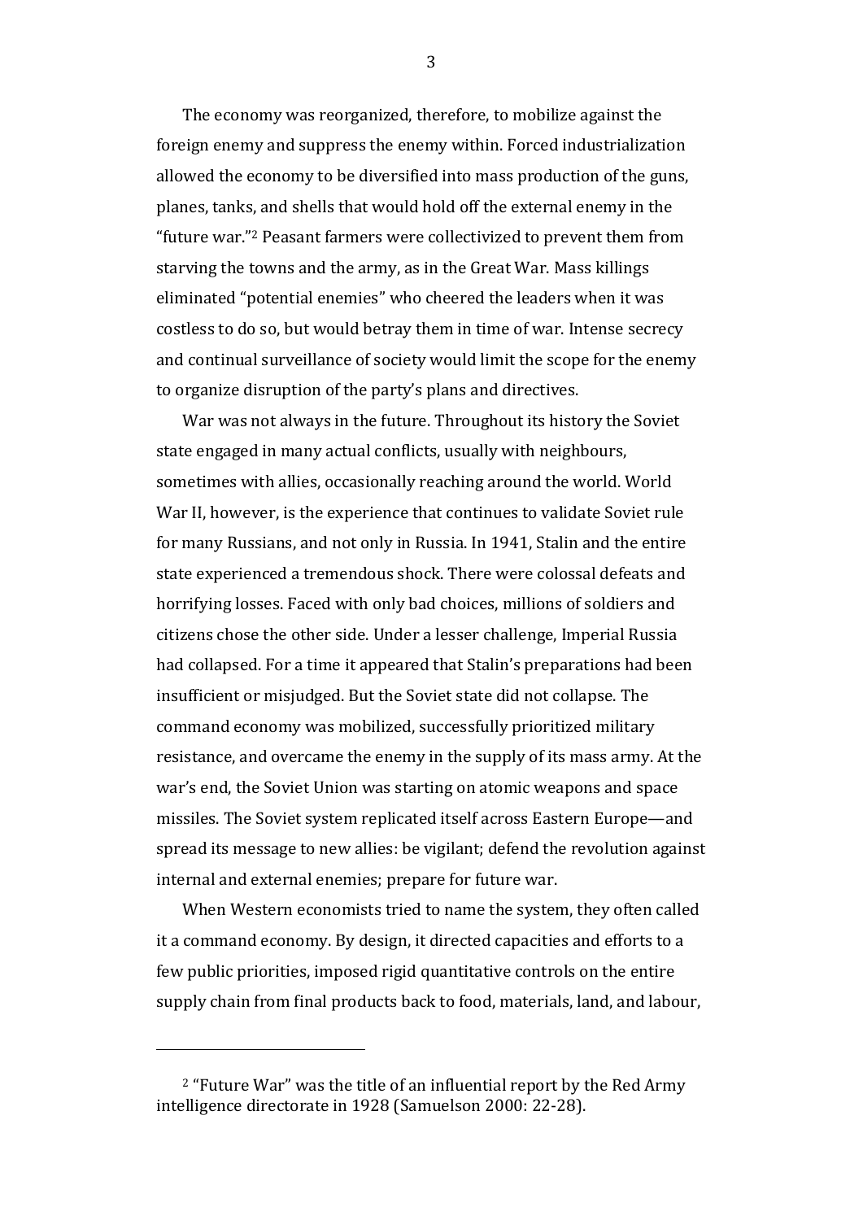The economy was reorganized, therefore, to mobilize against the foreign enemy and suppress the enemy within. Forced industrialization allowed the economy to be diversified into mass production of the guns, planes, tanks, and shells that would hold off the external enemy in the "future war."[2] Peasant farmers were collectivized to prevent them from starving the towns and the army, as in the Great War. Mass killings eliminated "potential enemies" who cheered the leaders when it was costless to do so, but would betray them in time of war. Intense secrecy and continual surveillance of society would limit the scope for the enemy to organize disruption of the party's plans and directives.

War was not always in the future. Throughout its history the Soviet state engaged in many actual conflicts, usually with neighbours, sometimes with allies, occasionally reaching around the world. World War II, however, is the experience that continues to validate Soviet rule for many Russians, and not only in Russia. In 1941, Stalin and the entire state experienced a tremendous shock. There were colossal defeats and horrifying losses. Faced with only bad choices, millions of soldiers and citizens chose the other side. Under a lesser challenge, Imperial Russia had collapsed. For a time it appeared that Stalin's preparations had been insufficient or misjudged. But the Soviet state did not collapse. The command economy was mobilized, successfully prioritized military resistance, and overcame the enemy in the supply of its mass army. At the war's end, the Soviet Union was starting on atomic weapons and space missiles. The Soviet system replicated itself across Eastern Europe—and spread its message to new allies: be vigilant; defend the revolution against internal and external enemies; prepare for future war.

When Western economists tried to name the system, they often called it a command economy. By design, it directed capacities and efforts to a few public priorities, imposed rigid quantitative controls on the entire supply chain from final products back to food, materials, land, and labour,

---

[2] "Future War" was the title of an influential report by the Red Army intelligence directorate in 1928 (Samuelson 2000: 22-28).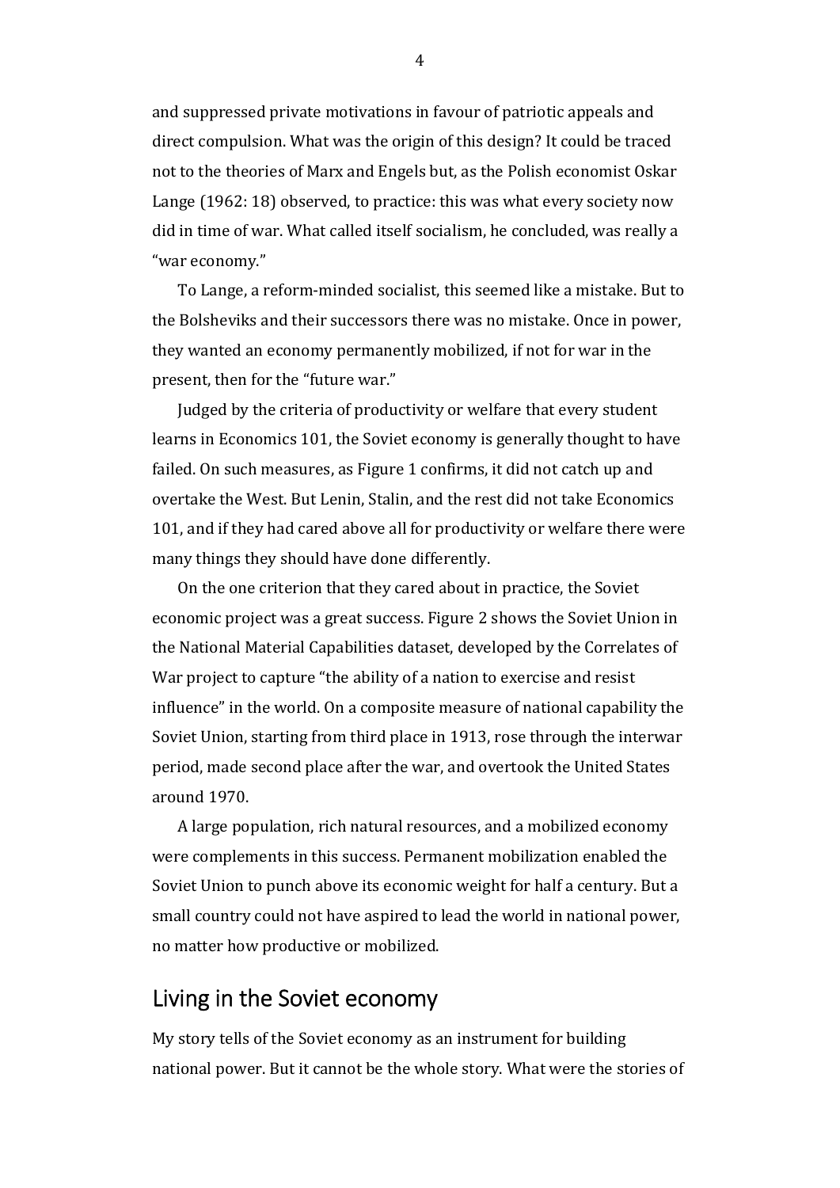and suppressed private motivations in favour of patriotic appeals and direct compulsion. What was the origin of this design? It could be traced not to the theories of Marx and Engels but, as the Polish economist Oskar Lange (1962: 18) observed, to practice: this was what every society now did in time of war. What called itself socialism, he concluded, was really a "war economy."

To Lange, a reform-minded socialist, this seemed like a mistake. But to the Bolsheviks and their successors there was no mistake. Once in power, they wanted an economy permanently mobilized, if not for war in the present, then for the "future war."

Judged by the criteria of productivity or welfare that every student learns in Economics 101, the Soviet economy is generally thought to have failed. On such measures, as Figure 1 confirms, it did not catch up and overtake the West. But Lenin, Stalin, and the rest did not take Economics 101, and if they had cared above all for productivity or welfare there were many things they should have done differently.

On the one criterion that they cared about in practice, the Soviet economic project was a great success. Figure 2 shows the Soviet Union in the National Material Capabilities dataset, developed by the Correlates of War project to capture "the ability of a nation to exercise and resist influence" in the world. On a composite measure of national capability the Soviet Union, starting from third place in 1913, rose through the interwar period, made second place after the war, and overtook the United States around 1970.

A large population, rich natural resources, and a mobilized economy were complements in this success. Permanent mobilization enabled the Soviet Union to punch above its economic weight for half a century. But a small country could not have aspired to lead the world in national power, no matter how productive or mobilized.

## Living in the Soviet economy

My story tells of the Soviet economy as an instrument for building national power. But it cannot be the whole story. What were the stories of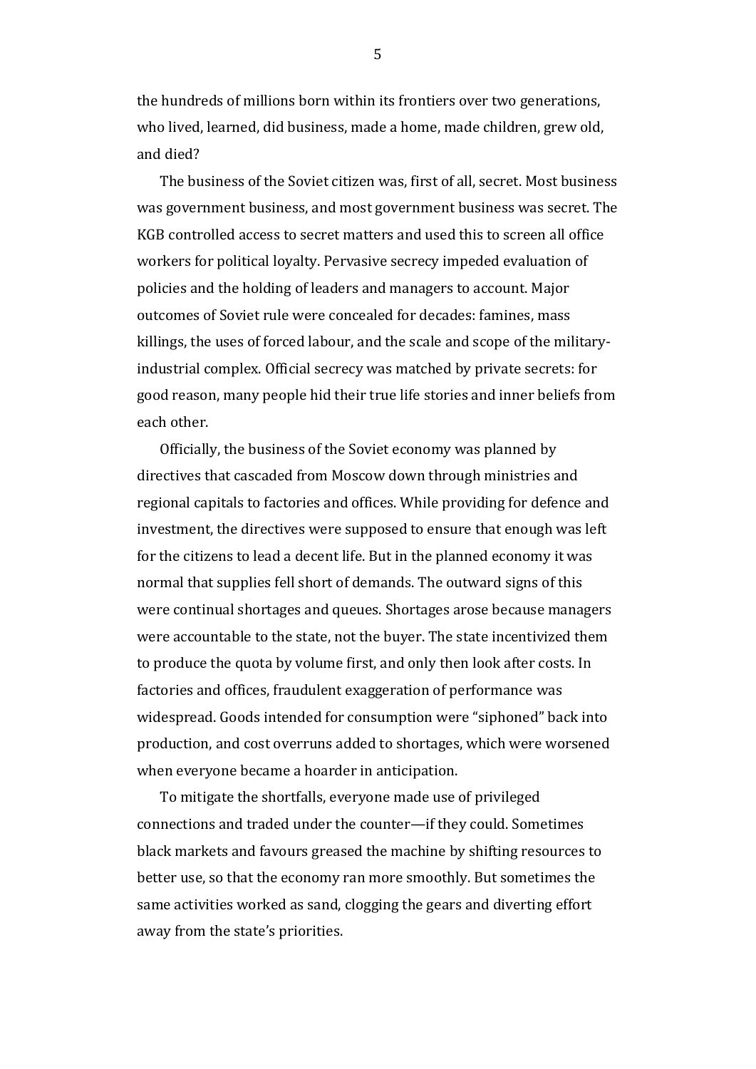the hundreds of millions born within its frontiers over two generations, who lived, learned, did business, made a home, made children, grew old, and died?

The business of the Soviet citizen was, first of all, secret. Most business was government business, and most government business was secret. The KGB controlled access to secret matters and used this to screen all office workers for political loyalty. Pervasive secrecy impeded evaluation of policies and the holding of leaders and managers to account. Major outcomes of Soviet rule were concealed for decades: famines, mass killings, the uses of forced labour, and the scale and scope of the military-industrial complex. Official secrecy was matched by private secrets: for good reason, many people hid their true life stories and inner beliefs from each other.

Officially, the business of the Soviet economy was planned by directives that cascaded from Moscow down through ministries and regional capitals to factories and offices. While providing for defence and investment, the directives were supposed to ensure that enough was left for the citizens to lead a decent life. But in the planned economy it was normal that supplies fell short of demands. The outward signs of this were continual shortages and queues. Shortages arose because managers were accountable to the state, not the buyer. The state incentivized them to produce the quota by volume first, and only then look after costs. In factories and offices, fraudulent exaggeration of performance was widespread. Goods intended for consumption were "siphoned" back into production, and cost overruns added to shortages, which were worsened when everyone became a hoarder in anticipation.

To mitigate the shortfalls, everyone made use of privileged connections and traded under the counter—if they could. Sometimes black markets and favours greased the machine by shifting resources to better use, so that the economy ran more smoothly. But sometimes the same activities worked as sand, clogging the gears and diverting effort away from the state's priorities.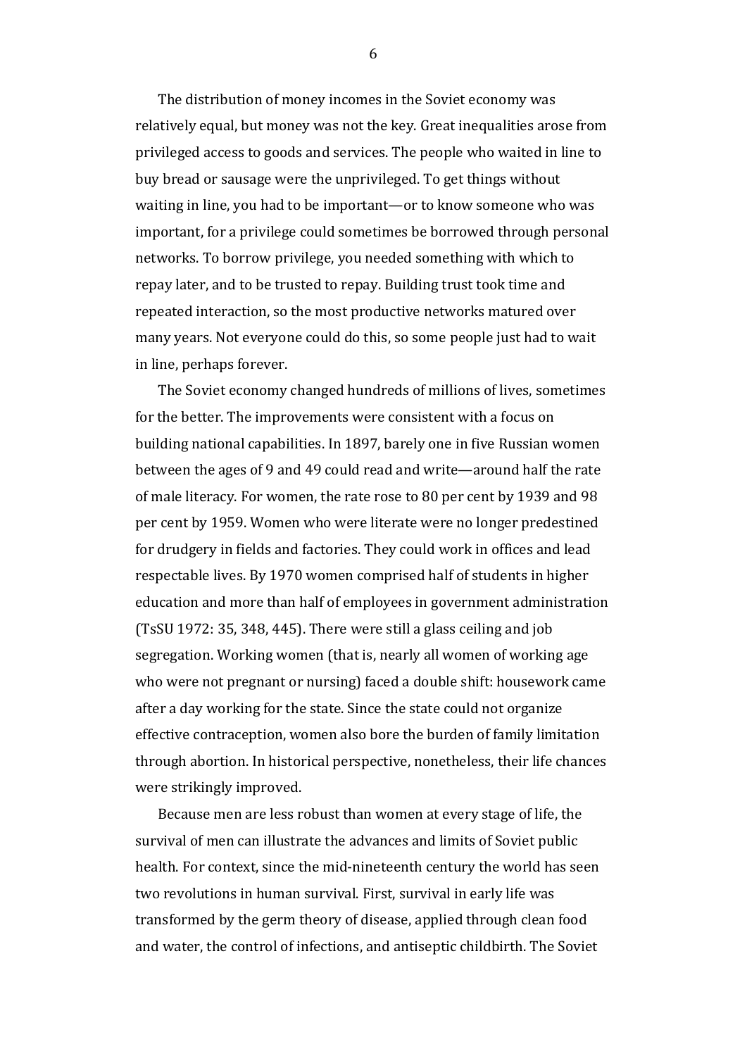The distribution of money incomes in the Soviet economy was relatively equal, but money was not the key. Great inequalities arose from privileged access to goods and services. The people who waited in line to buy bread or sausage were the unprivileged. To get things without waiting in line, you had to be important—or to know someone who was important, for a privilege could sometimes be borrowed through personal networks. To borrow privilege, you needed something with which to repay later, and to be trusted to repay. Building trust took time and repeated interaction, so the most productive networks matured over many years. Not everyone could do this, so some people just had to wait in line, perhaps forever.

The Soviet economy changed hundreds of millions of lives, sometimes for the better. The improvements were consistent with a focus on building national capabilities. In 1897, barely one in five Russian women between the ages of 9 and 49 could read and write—around half the rate of male literacy. For women, the rate rose to 80 per cent by 1939 and 98 per cent by 1959. Women who were literate were no longer predestined for drudgery in fields and factories. They could work in offices and lead respectable lives. By 1970 women comprised half of students in higher education and more than half of employees in government administration (TsSU 1972: 35, 348, 445). There were still a glass ceiling and job segregation. Working women (that is, nearly all women of working age who were not pregnant or nursing) faced a double shift: housework came after a day working for the state. Since the state could not organize effective contraception, women also bore the burden of family limitation through abortion. In historical perspective, nonetheless, their life chances were strikingly improved.

Because men are less robust than women at every stage of life, the survival of men can illustrate the advances and limits of Soviet public health. For context, since the mid-nineteenth century the world has seen two revolutions in human survival. First, survival in early life was transformed by the germ theory of disease, applied through clean food and water, the control of infections, and antiseptic childbirth. The Soviet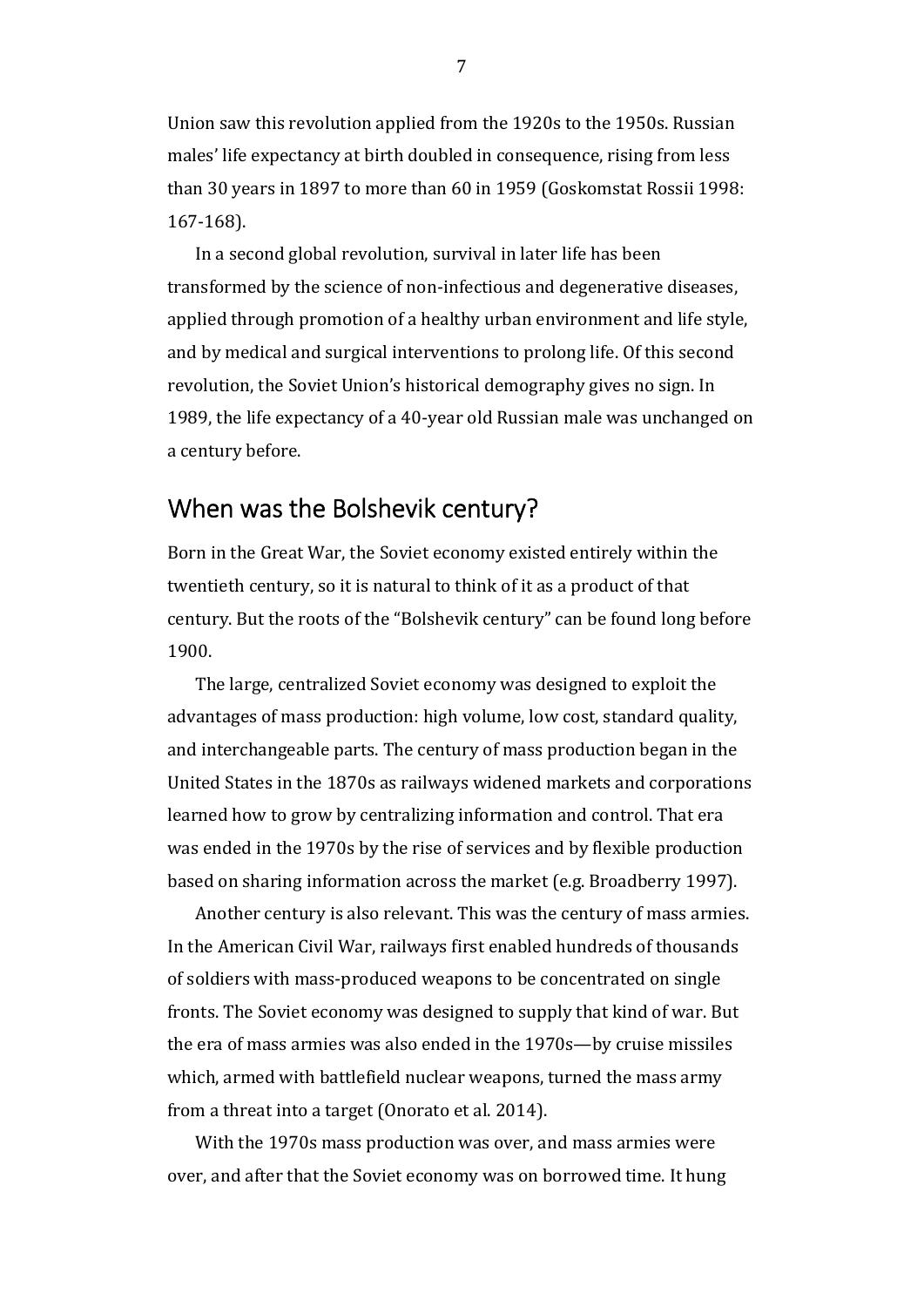Union saw this revolution applied from the 1920s to the 1950s. Russian males' life expectancy at birth doubled in consequence, rising from less than 30 years in 1897 to more than 60 in 1959 (Goskomstat Rossii 1998: 167-168).

In a second global revolution, survival in later life has been transformed by the science of non-infectious and degenerative diseases, applied through promotion of a healthy urban environment and life style, and by medical and surgical interventions to prolong life. Of this second revolution, the Soviet Union's historical demography gives no sign. In 1989, the life expectancy of a 40-year old Russian male was unchanged on a century before.

## When was the Bolshevik century?

Born in the Great War, the Soviet economy existed entirely within the twentieth century, so it is natural to think of it as a product of that century. But the roots of the "Bolshevik century" can be found long before 1900.

The large, centralized Soviet economy was designed to exploit the advantages of mass production: high volume, low cost, standard quality, and interchangeable parts. The century of mass production began in the United States in the 1870s as railways widened markets and corporations learned how to grow by centralizing information and control. That era was ended in the 1970s by the rise of services and by flexible production based on sharing information across the market (e.g. Broadberry 1997).

Another century is also relevant. This was the century of mass armies. In the American Civil War, railways first enabled hundreds of thousands of soldiers with mass-produced weapons to be concentrated on single fronts. The Soviet economy was designed to supply that kind of war. But the era of mass armies was also ended in the 1970s—by cruise missiles which, armed with battlefield nuclear weapons, turned the mass army from a threat into a target (Onorato et al. 2014).

With the 1970s mass production was over, and mass armies were over, and after that the Soviet economy was on borrowed time. It hung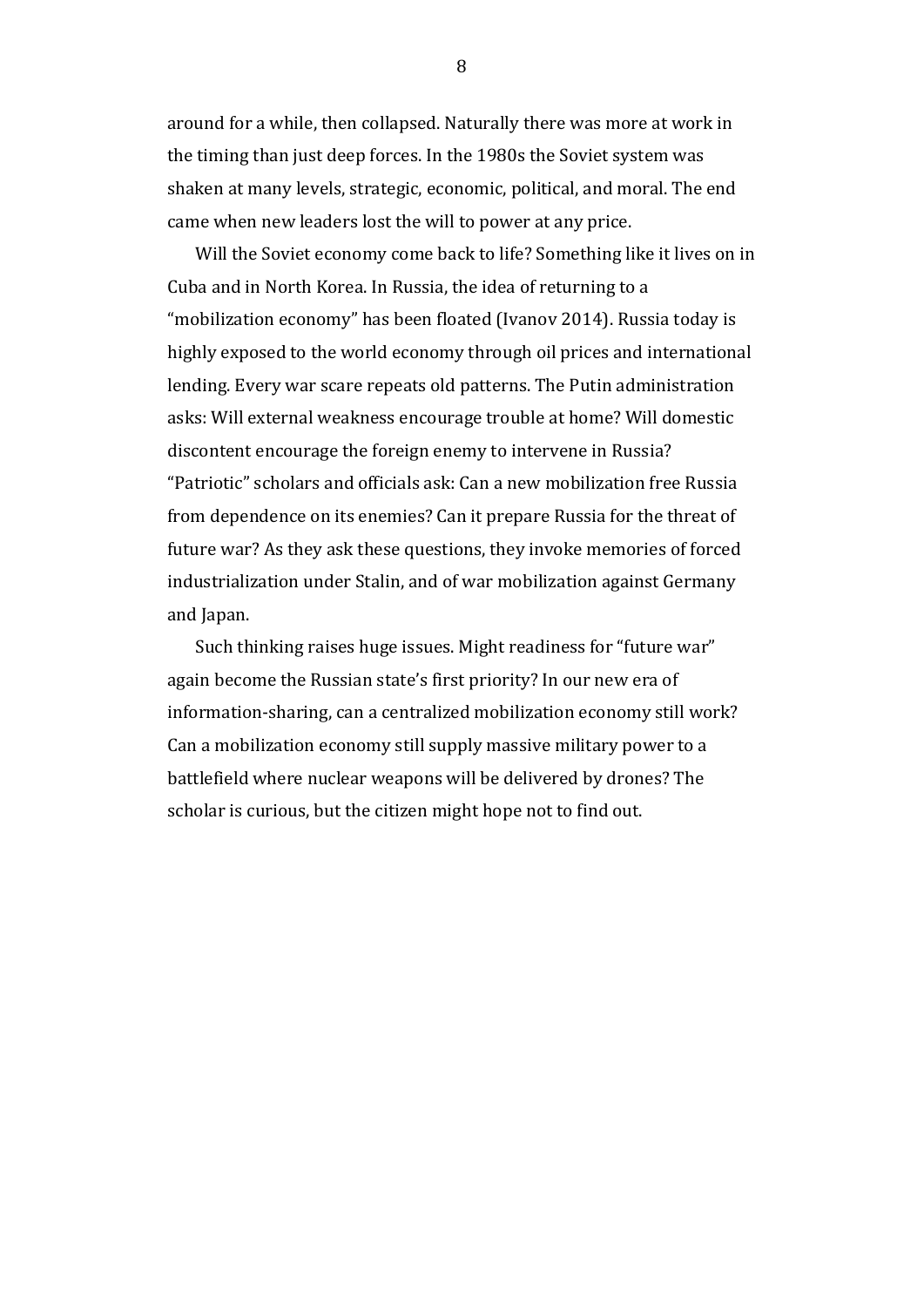around for a while, then collapsed. Naturally there was more at work in the timing than just deep forces. In the 1980s the Soviet system was shaken at many levels, strategic, economic, political, and moral. The end came when new leaders lost the will to power at any price.

Will the Soviet economy come back to life? Something like it lives on in Cuba and in North Korea. In Russia, the idea of returning to a "mobilization economy" has been floated (Ivanov 2014). Russia today is highly exposed to the world economy through oil prices and international lending. Every war scare repeats old patterns. The Putin administration asks: Will external weakness encourage trouble at home? Will domestic discontent encourage the foreign enemy to intervene in Russia? "Patriotic" scholars and officials ask: Can a new mobilization free Russia from dependence on its enemies? Can it prepare Russia for the threat of future war? As they ask these questions, they invoke memories of forced industrialization under Stalin, and of war mobilization against Germany and Japan.

Such thinking raises huge issues. Might readiness for "future war" again become the Russian state's first priority? In our new era of information-sharing, can a centralized mobilization economy still work? Can a mobilization economy still supply massive military power to a battlefield where nuclear weapons will be delivered by drones? The scholar is curious, but the citizen might hope not to find out.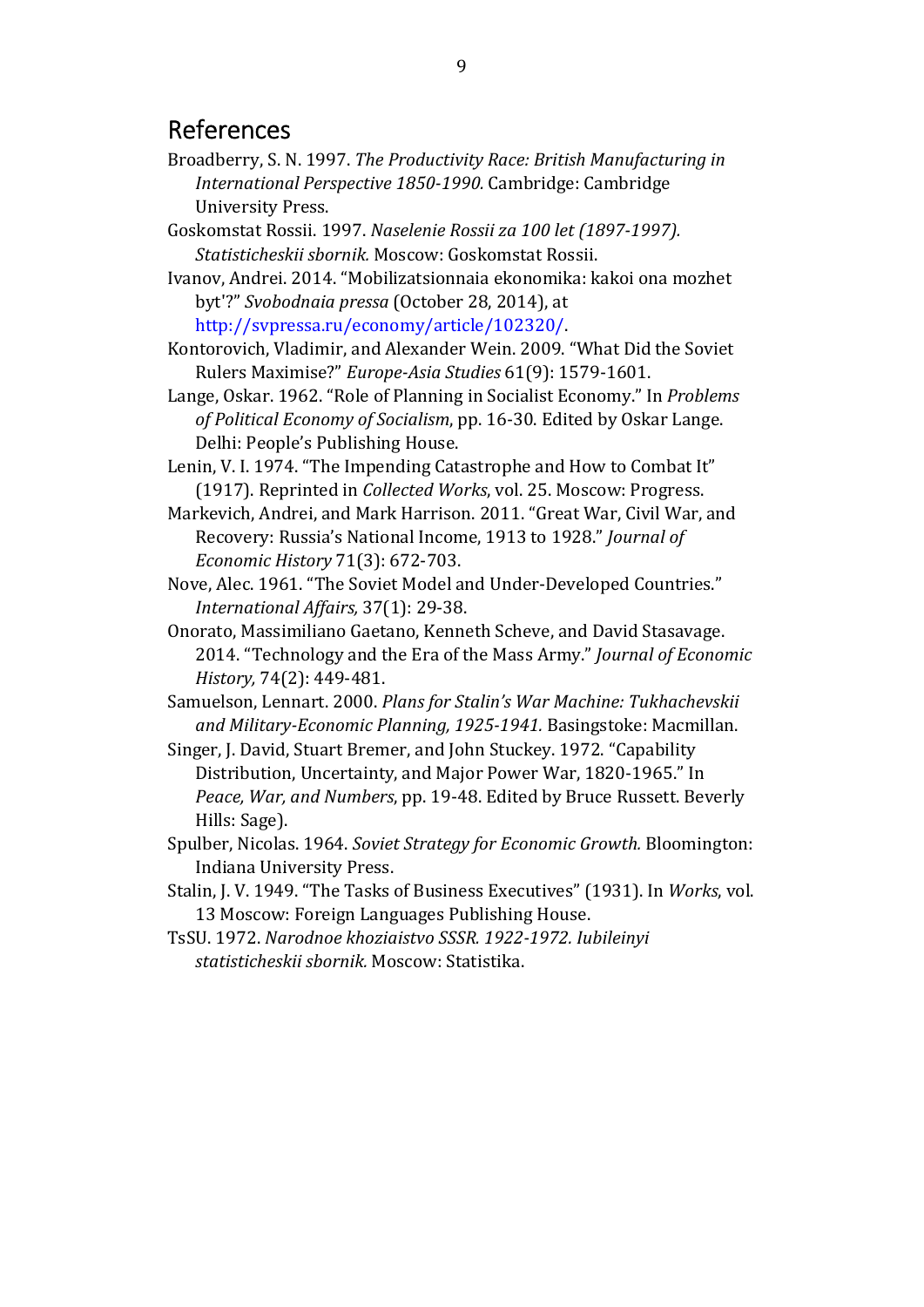# References

Broadberry, S. N. 1997. *The Productivity Race: British Manufacturing in International Perspective 1850-1990.* Cambridge: Cambridge University Press.

Goskomstat Rossii. 1997. *Naselenie Rossii za 100 let (1897-1997). Statisticheskii sbornik.* Moscow: Goskomstat Rossii.

Ivanov, Andrei. 2014. "Mobilizatsionnaia ekonomika: kakoi ona mozhet byt'?" *Svobodnaia pressa* (October 28, 2014), at http://svpressa.ru/economy/article/102320/.

Kontorovich, Vladimir, and Alexander Wein. 2009. "What Did the Soviet Rulers Maximise?" *Europe-Asia Studies* 61(9): 1579-1601.

Lange, Oskar. 1962. "Role of Planning in Socialist Economy." In *Problems of Political Economy of Socialism*, pp. 16-30. Edited by Oskar Lange. Delhi: People's Publishing House.

Lenin, V. I. 1974. "The Impending Catastrophe and How to Combat It" (1917). Reprinted in *Collected Works*, vol. 25. Moscow: Progress.

Markevich, Andrei, and Mark Harrison. 2011. "Great War, Civil War, and Recovery: Russia's National Income, 1913 to 1928." *Journal of Economic History* 71(3): 672-703.

Nove, Alec. 1961. "The Soviet Model and Under-Developed Countries." *International Affairs,* 37(1): 29-38.

Onorato, Massimiliano Gaetano, Kenneth Scheve, and David Stasavage. 2014. "Technology and the Era of the Mass Army." *Journal of Economic History,* 74(2): 449-481.

Samuelson, Lennart. 2000. *Plans for Stalin's War Machine: Tukhachevskii and Military-Economic Planning, 1925-1941.* Basingstoke: Macmillan.

Singer, J. David, Stuart Bremer, and John Stuckey. 1972. "Capability Distribution, Uncertainty, and Major Power War, 1820-1965." In *Peace, War, and Numbers*, pp. 19-48. Edited by Bruce Russett. Beverly Hills: Sage).

Spulber, Nicolas. 1964. *Soviet Strategy for Economic Growth.* Bloomington: Indiana University Press.

Stalin, J. V. 1949. "The Tasks of Business Executives" (1931). In *Works*, vol. 13 Moscow: Foreign Languages Publishing House.

TsSU. 1972. *Narodnoe khoziaistvo SSSR. 1922-1972. Iubileinyi statisticheskii sbornik.* Moscow: Statistika.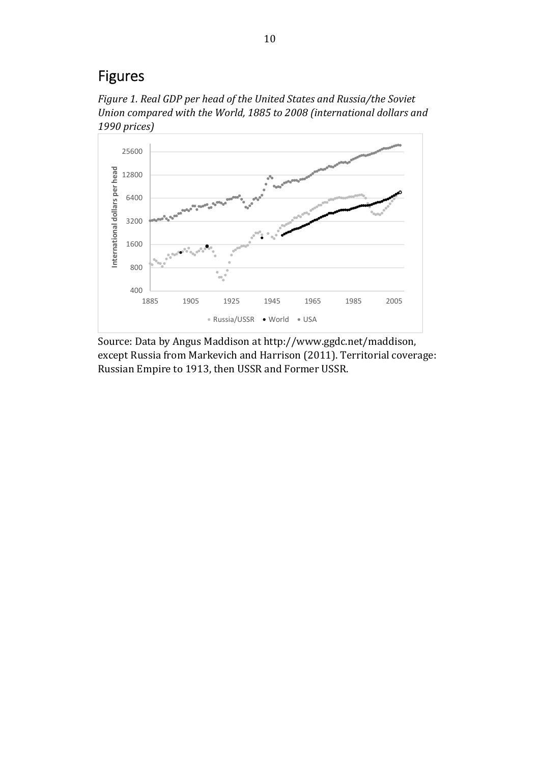# Figures

*Figure 1. Real GDP per head of the United States and Russia/the Soviet Union compared with the World, 1885 to 2008 (international dollars and 1990 prices)*

Source: Data by Angus Maddison at http://www.ggdc.net/maddison, except Russia from Markevich and Harrison (2011). Territorial coverage: Russian Empire to 1913, then USSR and Former USSR.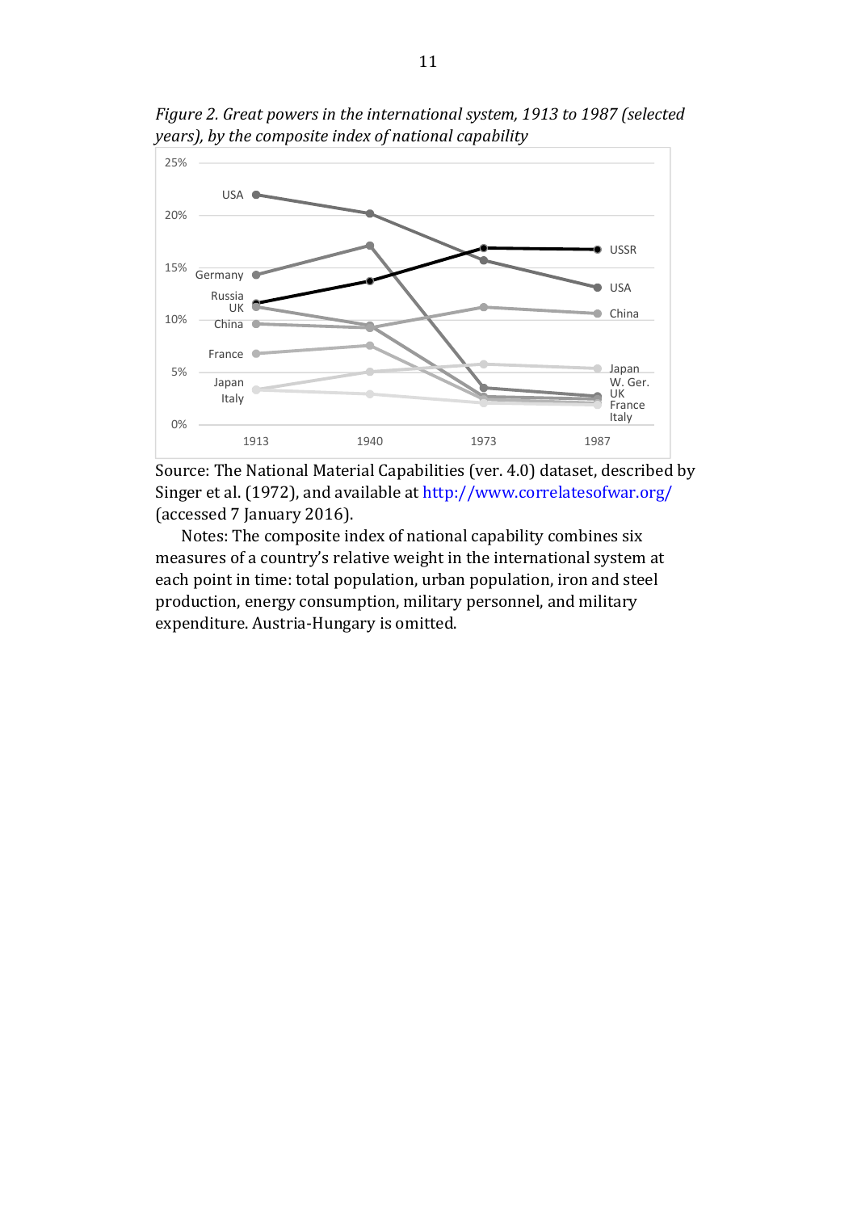*Figure 2. Great powers in the international system, 1913 to 1987 (selected years), by the composite index of national capability*

25%
20%
15%
10%
5%
0%

USA
Germany
Russia
UK
China
France
Japan
Italy

USSR
USA
China
Japan
W. Ger.
UK
France
Italy

1913
1940
1973
1987

Source: The National Material Capabilities (ver. 4.0) dataset, described by Singer et al. (1972), and available at http://www.correlatesofwar.org/ (accessed 7 January 2016).

Notes: The composite index of national capability combines six measures of a country's relative weight in the international system at each point in time: total population, urban population, iron and steel production, energy consumption, military personnel, and military expenditure. Austria-Hungary is omitted.